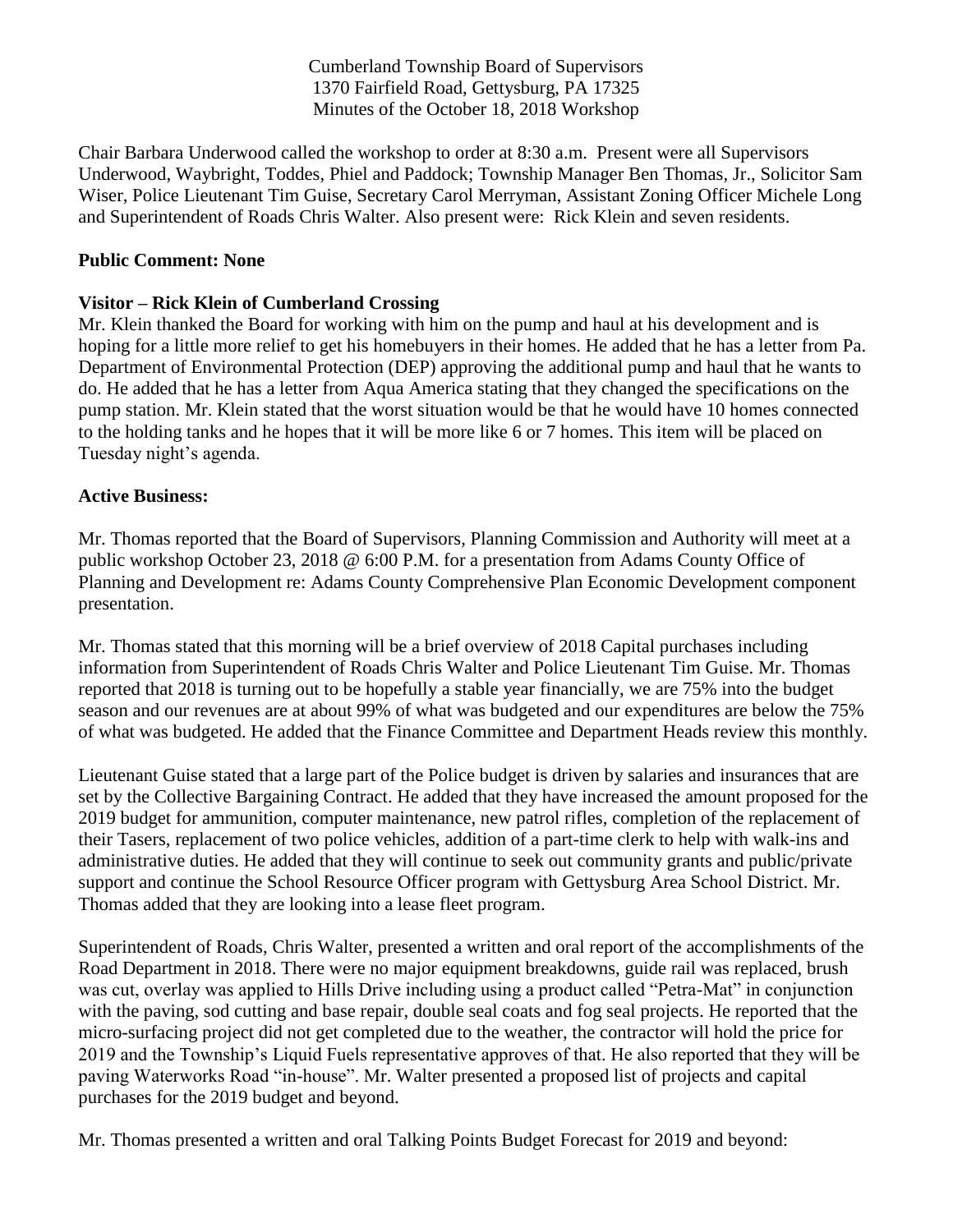Cumberland Township Board of Supervisors
1370 Fairfield Road, Gettysburg, PA 17325
Minutes of the October 18, 2018 Workshop

Chair Barbara Underwood called the workshop to order at 8:30 a.m. Present were all Supervisors Underwood, Waybright, Toddes, Phiel and Paddock; Township Manager Ben Thomas, Jr., Solicitor Sam Wiser, Police Lieutenant Tim Guise, Secretary Carol Merryman, Assistant Zoning Officer Michele Long and Superintendent of Roads Chris Walter. Also present were: Rick Klein and seven residents.

**Public Comment: None**

**Visitor – Rick Klein of Cumberland Crossing**

Mr. Klein thanked the Board for working with him on the pump and haul at his development and is hoping for a little more relief to get his homebuyers in their homes. He added that he has a letter from Pa. Department of Environmental Protection (DEP) approving the additional pump and haul that he wants to do. He added that he has a letter from Aqua America stating that they changed the specifications on the pump station. Mr. Klein stated that the worst situation would be that he would have 10 homes connected to the holding tanks and he hopes that it will be more like 6 or 7 homes. This item will be placed on Tuesday night's agenda.

**Active Business:**

Mr. Thomas reported that the Board of Supervisors, Planning Commission and Authority will meet at a public workshop October 23, 2018 @ 6:00 P.M. for a presentation from Adams County Office of Planning and Development re: Adams County Comprehensive Plan Economic Development component presentation.

Mr. Thomas stated that this morning will be a brief overview of 2018 Capital purchases including information from Superintendent of Roads Chris Walter and Police Lieutenant Tim Guise. Mr. Thomas reported that 2018 is turning out to be hopefully a stable year financially, we are 75% into the budget season and our revenues are at about 99% of what was budgeted and our expenditures are below the 75% of what was budgeted. He added that the Finance Committee and Department Heads review this monthly.

Lieutenant Guise stated that a large part of the Police budget is driven by salaries and insurances that are set by the Collective Bargaining Contract. He added that they have increased the amount proposed for the 2019 budget for ammunition, computer maintenance, new patrol rifles, completion of the replacement of their Tasers, replacement of two police vehicles, addition of a part-time clerk to help with walk-ins and administrative duties. He added that they will continue to seek out community grants and public/private support and continue the School Resource Officer program with Gettysburg Area School District. Mr. Thomas added that they are looking into a lease fleet program.

Superintendent of Roads, Chris Walter, presented a written and oral report of the accomplishments of the Road Department in 2018. There were no major equipment breakdowns, guide rail was replaced, brush was cut, overlay was applied to Hills Drive including using a product called "Petra-Mat" in conjunction with the paving, sod cutting and base repair, double seal coats and fog seal projects. He reported that the micro-surfacing project did not get completed due to the weather, the contractor will hold the price for 2019 and the Township's Liquid Fuels representative approves of that. He also reported that they will be paving Waterworks Road "in-house". Mr. Walter presented a proposed list of projects and capital purchases for the 2019 budget and beyond.

Mr. Thomas presented a written and oral Talking Points Budget Forecast for 2019 and beyond: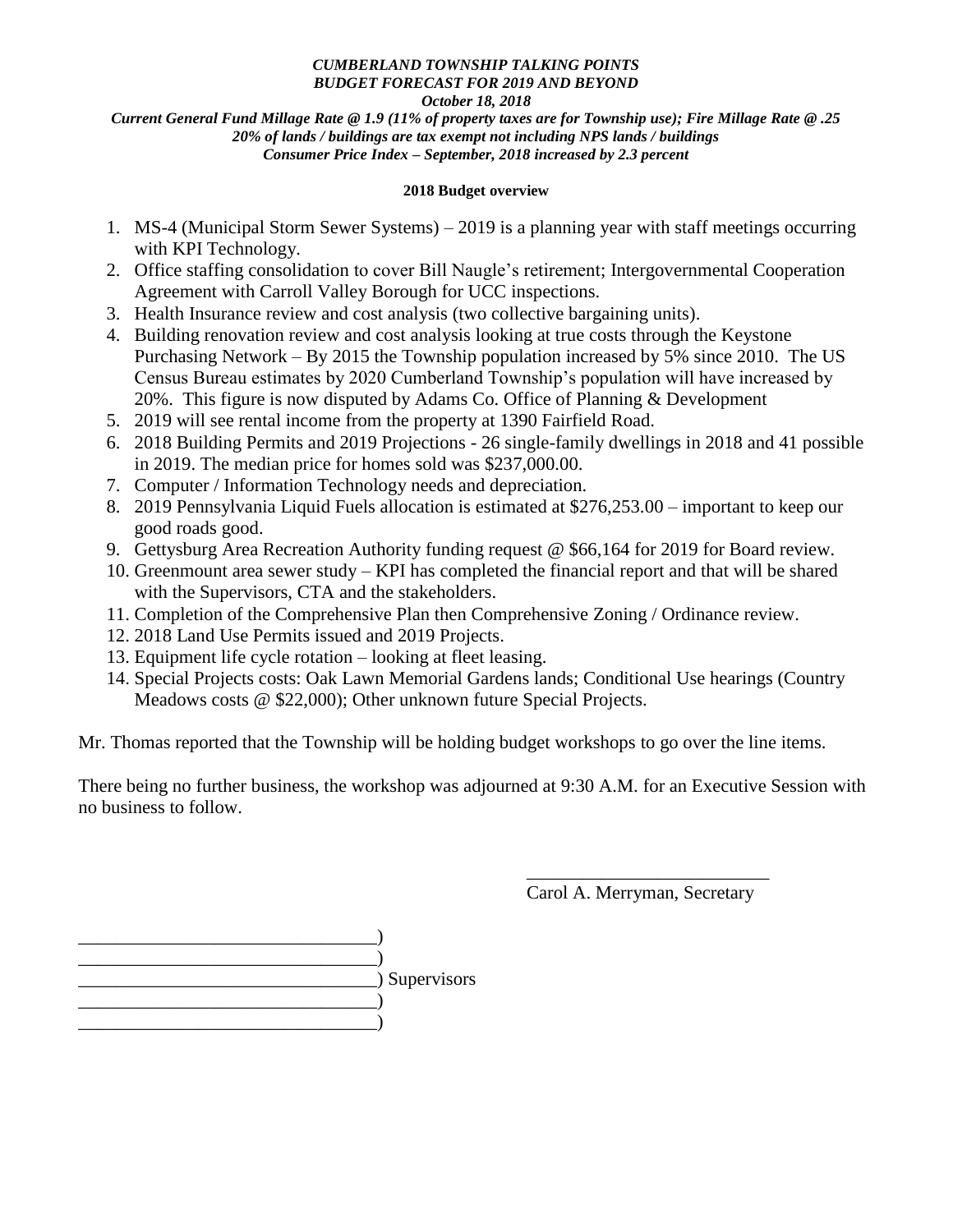***CUMBERLAND TOWNSHIP TALKING POINTS***
***BUDGET FORECAST FOR 2019 AND BEYOND***
***October 18, 2018***
***Current General Fund Millage Rate @ 1.9 (11% of property taxes are for Township use); Fire Millage Rate @ .25***
***20% of lands / buildings are tax exempt not including NPS lands / buildings***
***Consumer Price Index – September, 2018 increased by 2.3 percent***

**2018 Budget overview**

1. MS-4 (Municipal Storm Sewer Systems) – 2019 is a planning year with staff meetings occurring with KPI Technology.
2. Office staffing consolidation to cover Bill Naugle's retirement; Intergovernmental Cooperation Agreement with Carroll Valley Borough for UCC inspections.
3. Health Insurance review and cost analysis (two collective bargaining units).
4. Building renovation review and cost analysis looking at true costs through the Keystone Purchasing Network – By 2015 the Township population increased by 5% since 2010. The US Census Bureau estimates by 2020 Cumberland Township's population will have increased by 20%. This figure is now disputed by Adams Co. Office of Planning & Development
5. 2019 will see rental income from the property at 1390 Fairfield Road.
6. 2018 Building Permits and 2019 Projections - 26 single-family dwellings in 2018 and 41 possible in 2019. The median price for homes sold was $237,000.00.
7. Computer / Information Technology needs and depreciation.
8. 2019 Pennsylvania Liquid Fuels allocation is estimated at $276,253.00 – important to keep our good roads good.
9. Gettysburg Area Recreation Authority funding request @ $66,164 for 2019 for Board review.
10. Greenmount area sewer study – KPI has completed the financial report and that will be shared with the Supervisors, CTA and the stakeholders.
11. Completion of the Comprehensive Plan then Comprehensive Zoning / Ordinance review.
12. 2018 Land Use Permits issued and 2019 Projects.
13. Equipment life cycle rotation – looking at fleet leasing.
14. Special Projects costs: Oak Lawn Memorial Gardens lands; Conditional Use hearings (Country Meadows costs @ $22,000); Other unknown future Special Projects.

Mr. Thomas reported that the Township will be holding budget workshops to go over the line items.

There being no further business, the workshop was adjourned at 9:30 A.M. for an Executive Session with no business to follow.

__________________________
Carol A. Merryman, Secretary

________________________________)
________________________________)
________________________________) Supervisors
________________________________)
________________________________)